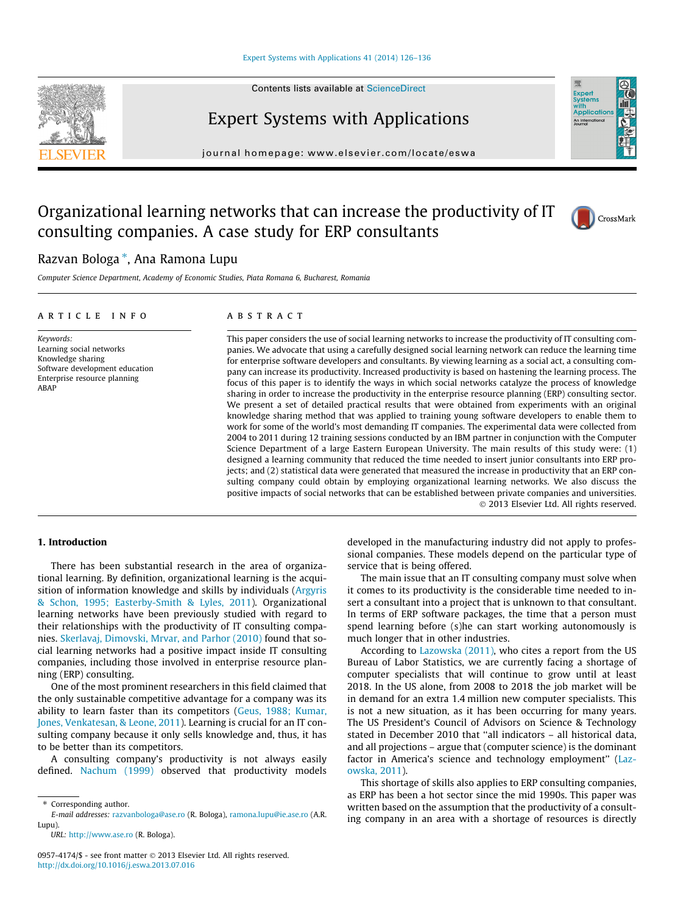# Organizational learning networks that can increase the productivity of IT consulting companies. A case study for ERP consultants

Razvan Bologa *, Ana Ramona Lupu

*Computer Science Department, Academy of Economic Studies, Piata Romana 6, Bucharest, Romania*

## ARTICLE INFO

*Keywords:*
Learning social networks
Knowledge sharing
Software development education
Enterprise resource planning
ABAP

## ABSTRACT

This paper considers the use of social learning networks to increase the productivity of IT consulting companies. We advocate that using a carefully designed social learning network can reduce the learning time for enterprise software developers and consultants. By viewing learning as a social act, a consulting company can increase its productivity. Increased productivity is based on hastening the learning process. The focus of this paper is to identify the ways in which social networks catalyze the process of knowledge sharing in order to increase the productivity in the enterprise resource planning (ERP) consulting sector. We present a set of detailed practical results that were obtained from experiments with an original knowledge sharing method that was applied to training young software developers to enable them to work for some of the world's most demanding IT companies. The experimental data were collected from 2004 to 2011 during 12 training sessions conducted by an IBM partner in conjunction with the Computer Science Department of a large Eastern European University. The main results of this study were: (1) designed a learning community that reduced the time needed to insert junior consultants into ERP projects; and (2) statistical data were generated that measured the increase in productivity that an ERP consulting company could obtain by employing organizational learning networks. We also discuss the positive impacts of social networks that can be established between private companies and universities.

© 2013 Elsevier Ltd. All rights reserved.

## 1. Introduction

There has been substantial research in the area of organizational learning. By definition, organizational learning is the acquisition of information knowledge and skills by individuals (Argyris & Schon, 1995; Easterby-Smith & Lyles, 2011). Organizational learning networks have been previously studied with regard to their relationships with the productivity of IT consulting companies. Skerlavaj, Dimovski, Mrvar, and Parhor (2010) found that social learning networks had a positive impact inside IT consulting companies, including those involved in enterprise resource planning (ERP) consulting.

One of the most prominent researchers in this field claimed that the only sustainable competitive advantage for a company was its ability to learn faster than its competitors (Geus, 1988; Kumar, Jones, Venkatesan, & Leone, 2011). Learning is crucial for an IT consulting company because it only sells knowledge and, thus, it has to be better than its competitors.

A consulting company's productivity is not always easily defined. Nachum (1999) observed that productivity models developed in the manufacturing industry did not apply to professional companies. These models depend on the particular type of service that is being offered.

The main issue that an IT consulting company must solve when it comes to its productivity is the considerable time needed to insert a consultant into a project that is unknown to that consultant. In terms of ERP software packages, the time that a person must spend learning before (s)he can start working autonomously is much longer that in other industries.

According to Lazowska (2011), who cites a report from the US Bureau of Labor Statistics, we are currently facing a shortage of computer specialists that will continue to grow until at least 2018. In the US alone, from 2008 to 2018 the job market will be in demand for an extra 1.4 million new computer specialists. This is not a new situation, as it has been occurring for many years. The US President's Council of Advisors on Science & Technology stated in December 2010 that "all indicators – all historical data, and all projections – argue that (computer science) is the dominant factor in America's science and technology employment" (Lazowska, 2011).

This shortage of skills also applies to ERP consulting companies, as ERP has been a hot sector since the mid 1990s. This paper was written based on the assumption that the productivity of a consulting company in an area with a shortage of resources is directly

---

* Corresponding author.
*E-mail addresses:* razvanbologa@ase.ro (R. Bologa), ramona.lupu@ie.ase.ro (A.R. Lupu).
*URL:* http://www.ase.ro (R. Bologa).

0957-4174/$ - see front matter © 2013 Elsevier Ltd. All rights reserved.
http://dx.doi.org/10.1016/j.eswa.2013.07.016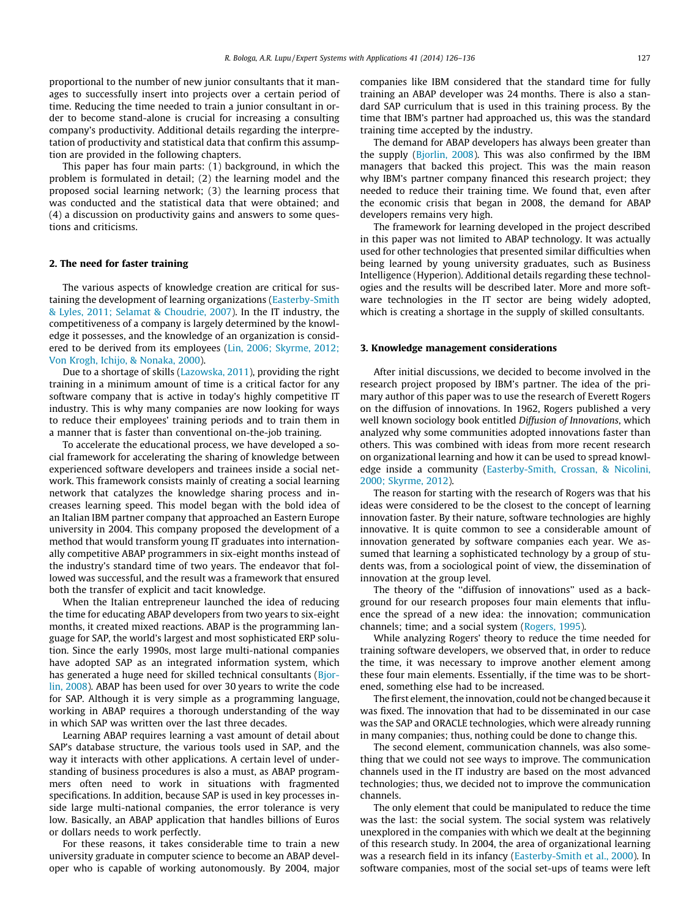proportional to the number of new junior consultants that it manages to successfully insert into projects over a certain period of time. Reducing the time needed to train a junior consultant in order to become stand-alone is crucial for increasing a consulting company's productivity. Additional details regarding the interpretation of productivity and statistical data that confirm this assumption are provided in the following chapters.

This paper has four main parts: (1) background, in which the problem is formulated in detail; (2) the learning model and the proposed social learning network; (3) the learning process that was conducted and the statistical data that were obtained; and (4) a discussion on productivity gains and answers to some questions and criticisms.

## 2. The need for faster training

The various aspects of knowledge creation are critical for sustaining the development of learning organizations (Easterby-Smith & Lyles, 2011; Selamat & Choudrie, 2007). In the IT industry, the competitiveness of a company is largely determined by the knowledge it possesses, and the knowledge of an organization is considered to be derived from its employees (Lin, 2006; Skyrme, 2012; Von Krogh, Ichijo, & Nonaka, 2000).

Due to a shortage of skills (Lazowska, 2011), providing the right training in a minimum amount of time is a critical factor for any software company that is active in today's highly competitive IT industry. This is why many companies are now looking for ways to reduce their employees' training periods and to train them in a manner that is faster than conventional on-the-job training.

To accelerate the educational process, we have developed a social framework for accelerating the sharing of knowledge between experienced software developers and trainees inside a social network. This framework consists mainly of creating a social learning network that catalyzes the knowledge sharing process and increases learning speed. This model began with the bold idea of an Italian IBM partner company that approached an Eastern Europe university in 2004. This company proposed the development of a method that would transform young IT graduates into internationally competitive ABAP programmers in six-eight months instead of the industry's standard time of two years. The endeavor that followed was successful, and the result was a framework that ensured both the transfer of explicit and tacit knowledge.

When the Italian entrepreneur launched the idea of reducing the time for educating ABAP developers from two years to six-eight months, it created mixed reactions. ABAP is the programming language for SAP, the world's largest and most sophisticated ERP solution. Since the early 1990s, most large multi-national companies have adopted SAP as an integrated information system, which has generated a huge need for skilled technical consultants (Bjorlin, 2008). ABAP has been used for over 30 years to write the code for SAP. Although it is very simple as a programming language, working in ABAP requires a thorough understanding of the way in which SAP was written over the last three decades.

Learning ABAP requires learning a vast amount of detail about SAP's database structure, the various tools used in SAP, and the way it interacts with other applications. A certain level of understanding of business procedures is also a must, as ABAP programmers often need to work in situations with fragmented specifications. In addition, because SAP is used in key processes inside large multi-national companies, the error tolerance is very low. Basically, an ABAP application that handles billions of Euros or dollars needs to work perfectly.

For these reasons, it takes considerable time to train a new university graduate in computer science to become an ABAP developer who is capable of working autonomously. By 2004, major companies like IBM considered that the standard time for fully training an ABAP developer was 24 months. There is also a standard SAP curriculum that is used in this training process. By the time that IBM's partner had approached us, this was the standard training time accepted by the industry.

The demand for ABAP developers has always been greater than the supply (Bjorlin, 2008). This was also confirmed by the IBM managers that backed this project. This was the main reason why IBM's partner company financed this research project; they needed to reduce their training time. We found that, even after the economic crisis that began in 2008, the demand for ABAP developers remains very high.

The framework for learning developed in the project described in this paper was not limited to ABAP technology. It was actually used for other technologies that presented similar difficulties when being learned by young university graduates, such as Business Intelligence (Hyperion). Additional details regarding these technologies and the results will be described later. More and more software technologies in the IT sector are being widely adopted, which is creating a shortage in the supply of skilled consultants.

## 3. Knowledge management considerations

After initial discussions, we decided to become involved in the research project proposed by IBM's partner. The idea of the primary author of this paper was to use the research of Everett Rogers on the diffusion of innovations. In 1962, Rogers published a very well known sociology book entitled *Diffusion of Innovations*, which analyzed why some communities adopted innovations faster than others. This was combined with ideas from more recent research on organizational learning and how it can be used to spread knowledge inside a community (Easterby-Smith, Crossan, & Nicolini, 2000; Skyrme, 2012).

The reason for starting with the research of Rogers was that his ideas were considered to be the closest to the concept of learning innovation faster. By their nature, software technologies are highly innovative. It is quite common to see a considerable amount of innovation generated by software companies each year. We assumed that learning a sophisticated technology by a group of students was, from a sociological point of view, the dissemination of innovation at the group level.

The theory of the "diffusion of innovations" used as a background for our research proposes four main elements that influence the spread of a new idea: the innovation; communication channels; time; and a social system (Rogers, 1995).

While analyzing Rogers' theory to reduce the time needed for training software developers, we observed that, in order to reduce the time, it was necessary to improve another element among these four main elements. Essentially, if the time was to be shortened, something else had to be increased.

The first element, the innovation, could not be changed because it was fixed. The innovation that had to be disseminated in our case was the SAP and ORACLE technologies, which were already running in many companies; thus, nothing could be done to change this.

The second element, communication channels, was also something that we could not see ways to improve. The communication channels used in the IT industry are based on the most advanced technologies; thus, we decided not to improve the communication channels.

The only element that could be manipulated to reduce the time was the last: the social system. The social system was relatively unexplored in the companies with which we dealt at the beginning of this research study. In 2004, the area of organizational learning was a research field in its infancy (Easterby-Smith et al., 2000). In software companies, most of the social set-ups of teams were left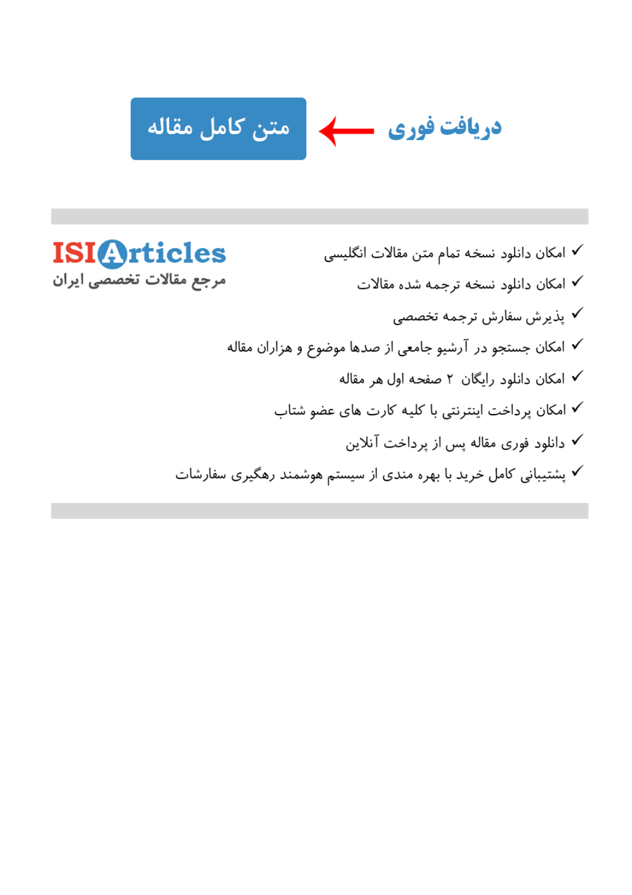دریافت فوری ← متن کامل مقاله

**ISIArticles**
مرجع مقالات تخصصی ایران

- ✓ امکان دانلود نسخه تمام متن مقالات انگلیسی
- ✓ امکان دانلود نسخه ترجمه شده مقالات
- ✓ پذیرش سفارش ترجمه تخصصی
- ✓ امکان جستجو در آرشیو جامعی از صدها موضوع و هزاران مقاله
- ✓ امکان دانلود رایگان ۲ صفحه اول هر مقاله
- ✓ امکان پرداخت اینترنتی با کلیه کارت های عضو شتاب
- ✓ دانلود فوری مقاله پس از پرداخت آنلاین
- ✓ پشتیبانی کامل خرید با بهره مندی از سیستم هوشمند رهگیری سفارشات